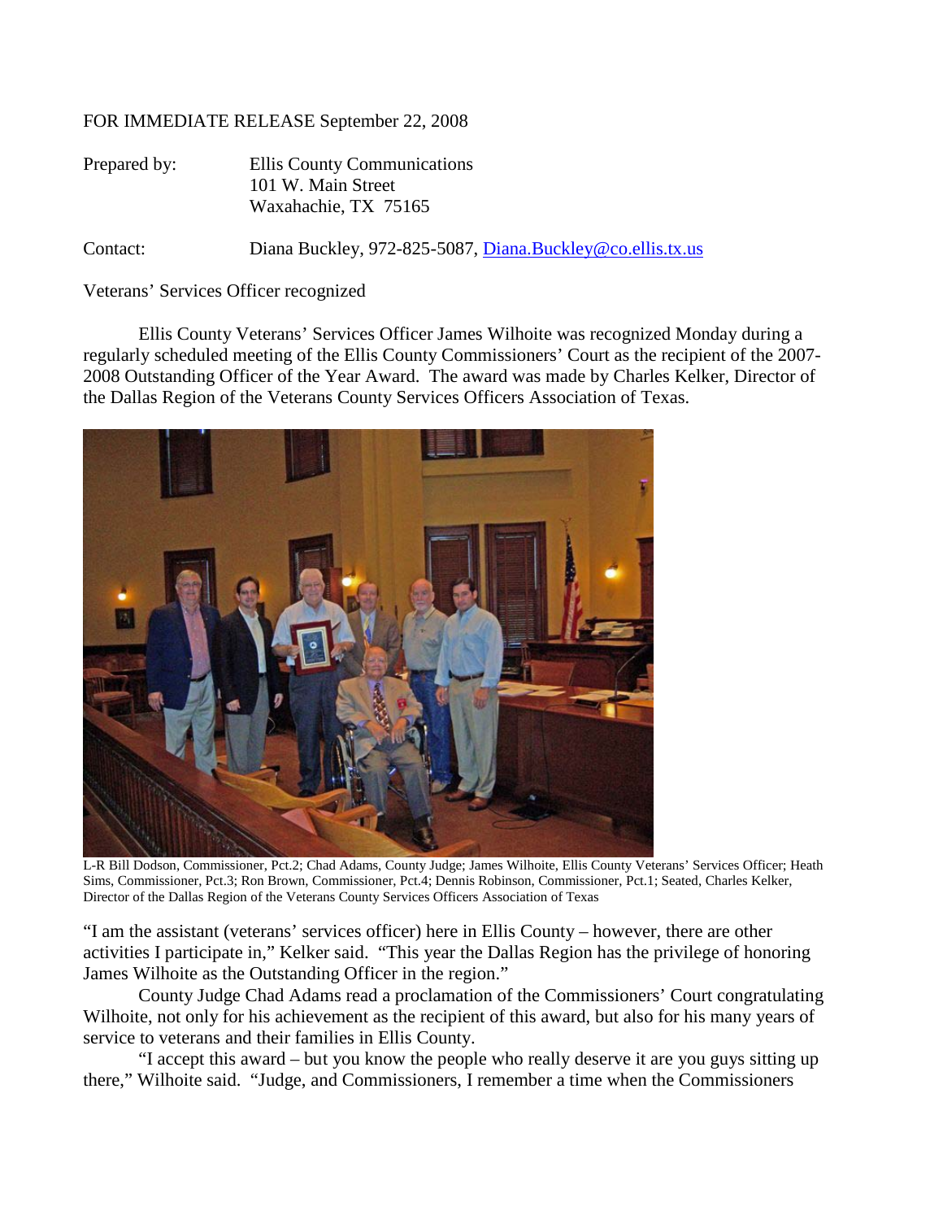FOR IMMEDIATE RELEASE September 22, 2008

Prepared by: Ellis County Communications
101 W. Main Street
Waxahachie, TX 75165

Contact: Diana Buckley, 972-825-5087, Diana.Buckley@co.ellis.tx.us

Veterans' Services Officer recognized

Ellis County Veterans' Services Officer James Wilhoite was recognized Monday during a regularly scheduled meeting of the Ellis County Commissioners' Court as the recipient of the 2007-2008 Outstanding Officer of the Year Award. The award was made by Charles Kelker, Director of the Dallas Region of the Veterans County Services Officers Association of Texas.

L-R Bill Dodson, Commissioner, Pct.2; Chad Adams, County Judge; James Wilhoite, Ellis County Veterans' Services Officer; Heath Sims, Commissioner, Pct.3; Ron Brown, Commissioner, Pct.4; Dennis Robinson, Commissioner, Pct.1; Seated, Charles Kelker, Director of the Dallas Region of the Veterans County Services Officers Association of Texas

"I am the assistant (veterans' services officer) here in Ellis County – however, there are other activities I participate in," Kelker said. "This year the Dallas Region has the privilege of honoring James Wilhoite as the Outstanding Officer in the region."

County Judge Chad Adams read a proclamation of the Commissioners' Court congratulating Wilhoite, not only for his achievement as the recipient of this award, but also for his many years of service to veterans and their families in Ellis County.

"I accept this award – but you know the people who really deserve it are you guys sitting up there," Wilhoite said. "Judge, and Commissioners, I remember a time when the Commissioners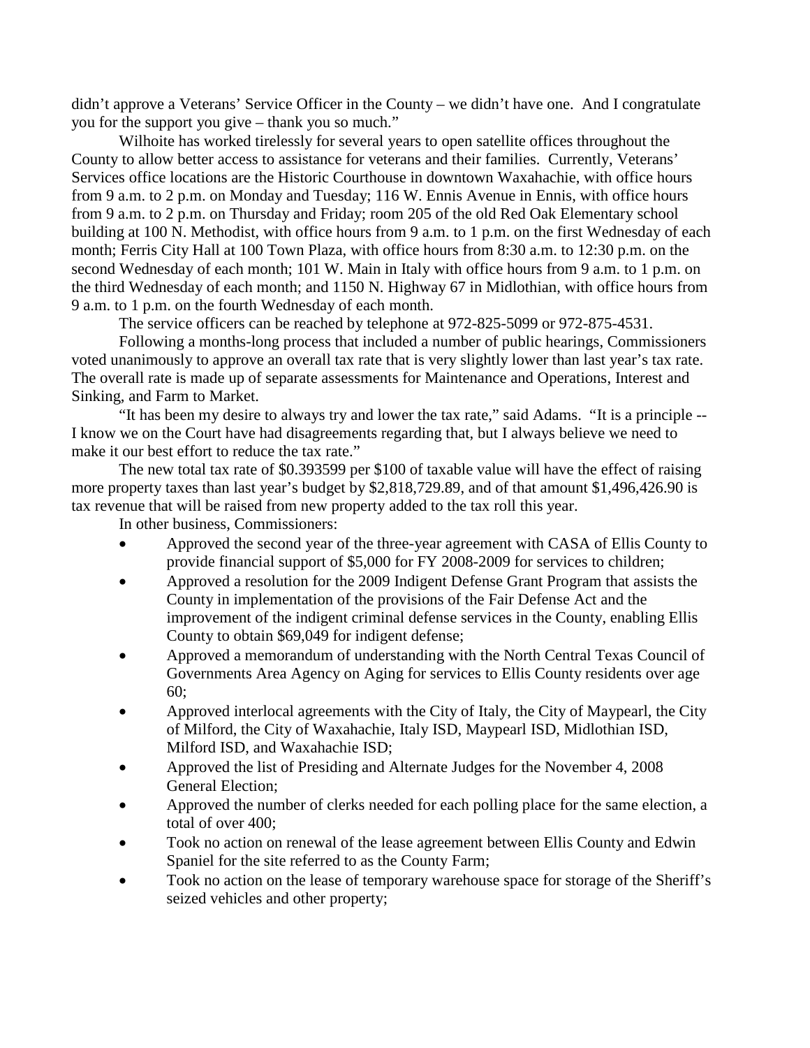didn't approve a Veterans' Service Officer in the County – we didn't have one. And I congratulate you for the support you give – thank you so much."

Wilhoite has worked tirelessly for several years to open satellite offices throughout the County to allow better access to assistance for veterans and their families. Currently, Veterans' Services office locations are the Historic Courthouse in downtown Waxahachie, with office hours from 9 a.m. to 2 p.m. on Monday and Tuesday; 116 W. Ennis Avenue in Ennis, with office hours from 9 a.m. to 2 p.m. on Thursday and Friday; room 205 of the old Red Oak Elementary school building at 100 N. Methodist, with office hours from 9 a.m. to 1 p.m. on the first Wednesday of each month; Ferris City Hall at 100 Town Plaza, with office hours from 8:30 a.m. to 12:30 p.m. on the second Wednesday of each month; 101 W. Main in Italy with office hours from 9 a.m. to 1 p.m. on the third Wednesday of each month; and 1150 N. Highway 67 in Midlothian, with office hours from 9 a.m. to 1 p.m. on the fourth Wednesday of each month.

The service officers can be reached by telephone at 972-825-5099 or 972-875-4531.

Following a months-long process that included a number of public hearings, Commissioners voted unanimously to approve an overall tax rate that is very slightly lower than last year's tax rate. The overall rate is made up of separate assessments for Maintenance and Operations, Interest and Sinking, and Farm to Market.

"It has been my desire to always try and lower the tax rate," said Adams. "It is a principle -- I know we on the Court have had disagreements regarding that, but I always believe we need to make it our best effort to reduce the tax rate."

The new total tax rate of $0.393599 per $100 of taxable value will have the effect of raising more property taxes than last year's budget by $2,818,729.89, and of that amount $1,496,426.90 is tax revenue that will be raised from new property added to the tax roll this year.

In other business, Commissioners:

- Approved the second year of the three-year agreement with CASA of Ellis County to provide financial support of $5,000 for FY 2008-2009 for services to children;
- Approved a resolution for the 2009 Indigent Defense Grant Program that assists the County in implementation of the provisions of the Fair Defense Act and the improvement of the indigent criminal defense services in the County, enabling Ellis County to obtain $69,049 for indigent defense;
- Approved a memorandum of understanding with the North Central Texas Council of Governments Area Agency on Aging for services to Ellis County residents over age 60;
- Approved interlocal agreements with the City of Italy, the City of Maypearl, the City of Milford, the City of Waxahachie, Italy ISD, Maypearl ISD, Midlothian ISD, Milford ISD, and Waxahachie ISD;
- Approved the list of Presiding and Alternate Judges for the November 4, 2008 General Election;
- Approved the number of clerks needed for each polling place for the same election, a total of over 400;
- Took no action on renewal of the lease agreement between Ellis County and Edwin Spaniel for the site referred to as the County Farm;
- Took no action on the lease of temporary warehouse space for storage of the Sheriff's seized vehicles and other property;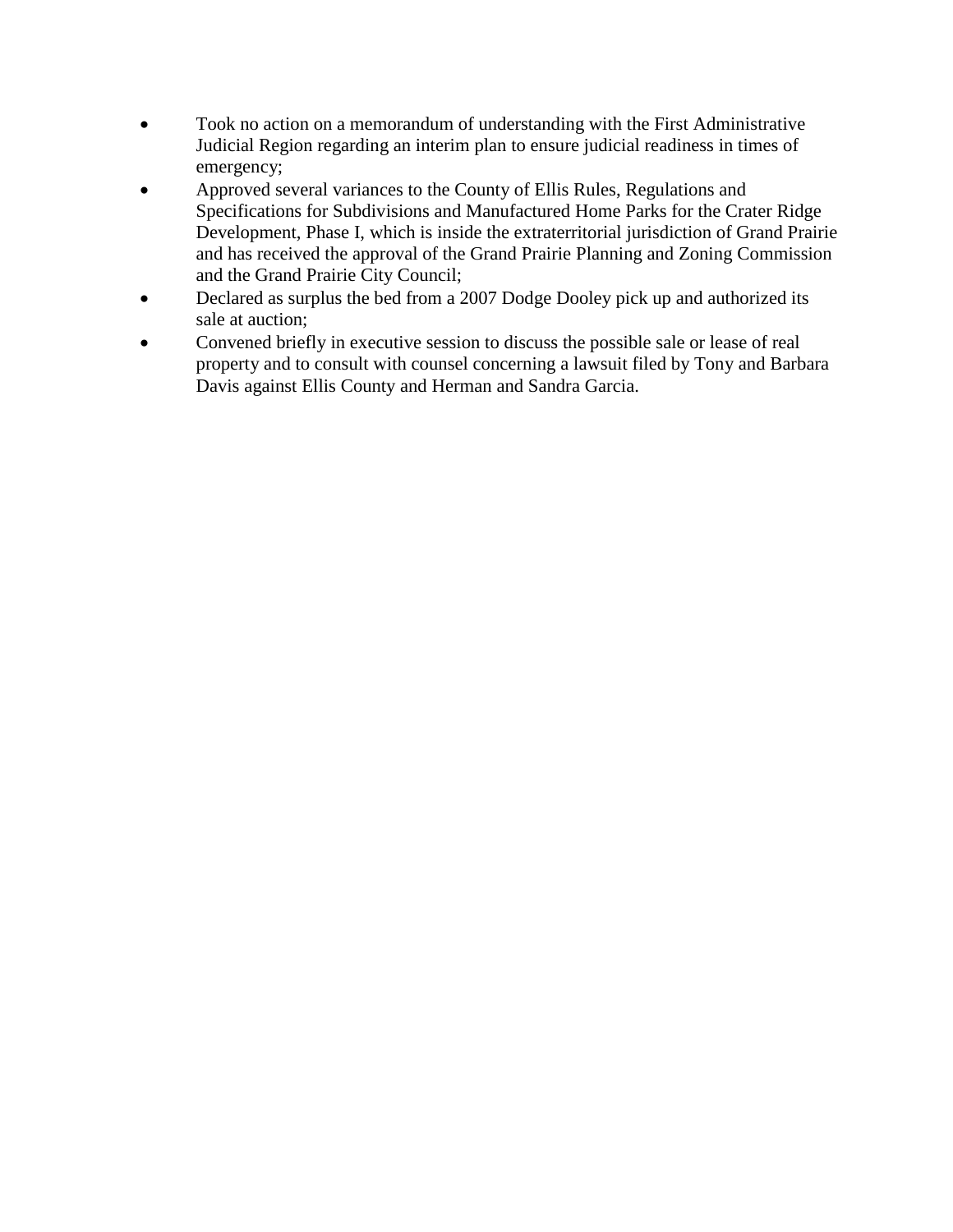- Took no action on a memorandum of understanding with the First Administrative Judicial Region regarding an interim plan to ensure judicial readiness in times of emergency;
- Approved several variances to the County of Ellis Rules, Regulations and Specifications for Subdivisions and Manufactured Home Parks for the Crater Ridge Development, Phase I, which is inside the extraterritorial jurisdiction of Grand Prairie and has received the approval of the Grand Prairie Planning and Zoning Commission and the Grand Prairie City Council;
- Declared as surplus the bed from a 2007 Dodge Dooley pick up and authorized its sale at auction;
- Convened briefly in executive session to discuss the possible sale or lease of real property and to consult with counsel concerning a lawsuit filed by Tony and Barbara Davis against Ellis County and Herman and Sandra Garcia.